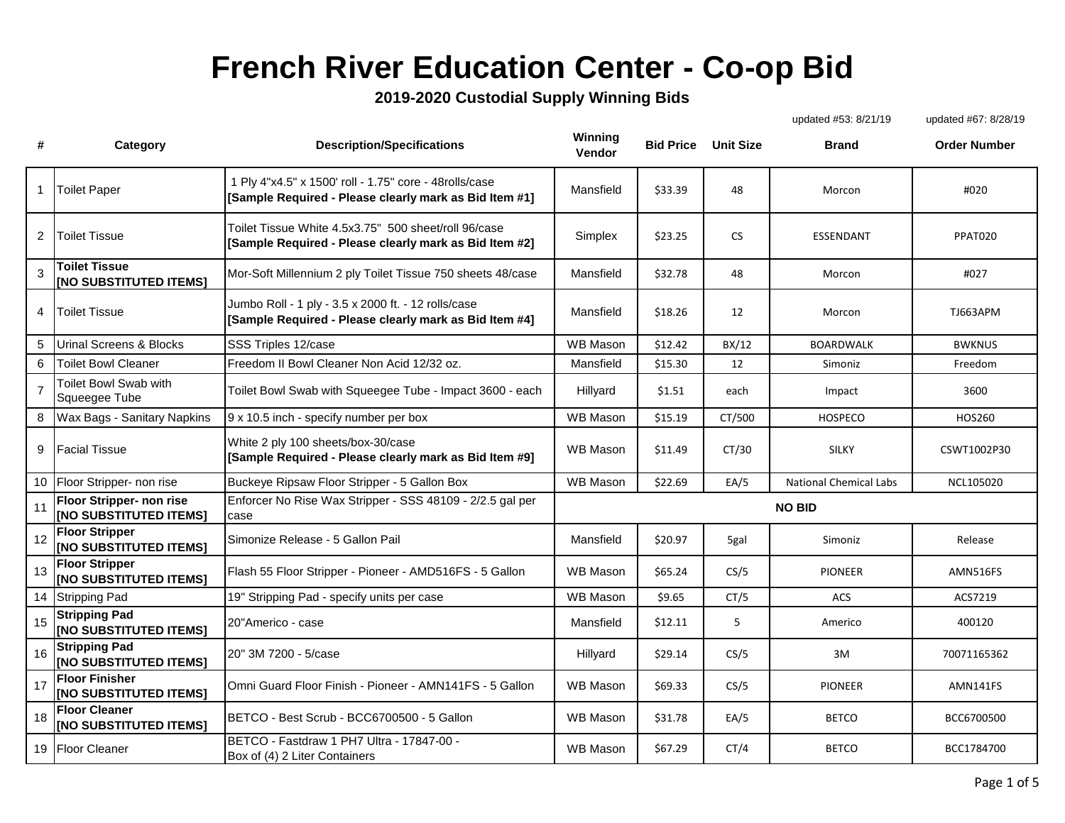# French River Education Center - Co-op Bid

## 2019-2020 Custodial Supply Winning Bids

updated #53: 8/21/19 updated #67: 8/28/19

| # | Category | Description/Specifications | Winning Vendor | Bid Price | Unit Size | Brand | Order Number |
|---|---|---|---|---|---|---|---|
| 1 | Toilet Paper | 1 Ply 4"x4.5" x 1500' roll - 1.75" core - 48rolls/case **[Sample Required - Please clearly mark as Bid Item #1]** | Mansfield | $33.39 | 48 | Morcon | #020 |
| 2 | Toilet Tissue | Toilet Tissue White 4.5x3.75" 500 sheet/roll 96/case **[Sample Required - Please clearly mark as Bid Item #2]** | Simplex | $23.25 | CS | ESSENDANT | PPAT020 |
| 3 | **Toilet Tissue [NO SUBSTITUTED ITEMS]** | Mor-Soft Millennium 2 ply Toilet Tissue 750 sheets 48/case | Mansfield | $32.78 | 48 | Morcon | #027 |
| 4 | Toilet Tissue | Jumbo Roll - 1 ply - 3.5 x 2000 ft. - 12 rolls/case **[Sample Required - Please clearly mark as Bid Item #4]** | Mansfield | $18.26 | 12 | Morcon | TJ663APM |
| 5 | Urinal Screens & Blocks | SSS Triples 12/case | WB Mason | $12.42 | BX/12 | BOARDWALK | BWKNUS |
| 6 | Toilet Bowl Cleaner | Freedom II Bowl Cleaner Non Acid 12/32 oz. | Mansfield | $15.30 | 12 | Simoniz | Freedom |
| 7 | Toilet Bowl Swab with Squeegee Tube | Toilet Bowl Swab with Squeegee Tube - Impact 3600 - each | Hillyard | $1.51 | each | Impact | 3600 |
| 8 | Wax Bags - Sanitary Napkins | 9 x 10.5 inch - specify number per box | WB Mason | $15.19 | CT/500 | HOSPECO | HOS260 |
| 9 | Facial Tissue | White 2 ply 100 sheets/box-30/case **[Sample Required - Please clearly mark as Bid Item #9]** | WB Mason | $11.49 | CT/30 | SILKY | CSWT1002P30 |
| 10 | Floor Stripper- non rise | Buckeye Ripsaw Floor Stripper - 5 Gallon Box | WB Mason | $22.69 | EA/5 | National Chemical Labs | NCL105020 |
| 11 | **Floor Stripper- non rise [NO SUBSTITUTED ITEMS]** | Enforcer No Rise Wax Stripper - SSS 48109 - 2/2.5 gal per case | **NO BID** | | | | |
| 12 | **Floor Stripper [NO SUBSTITUTED ITEMS]** | Simonize Release - 5 Gallon Pail | Mansfield | $20.97 | 5gal | Simoniz | Release |
| 13 | **Floor Stripper [NO SUBSTITUTED ITEMS]** | Flash 55 Floor Stripper - Pioneer - AMD516FS - 5 Gallon | WB Mason | $65.24 | CS/5 | PIONEER | AMN516FS |
| 14 | Stripping Pad | 19" Stripping Pad - specify units per case | WB Mason | $9.65 | CT/5 | ACS | ACS7219 |
| 15 | **Stripping Pad [NO SUBSTITUTED ITEMS]** | 20"Americo - case | Mansfield | $12.11 | 5 | Americo | 400120 |
| 16 | **Stripping Pad [NO SUBSTITUTED ITEMS]** | 20" 3M 7200 - 5/case | Hillyard | $29.14 | CS/5 | 3M | 70071165362 |
| 17 | **Floor Finisher [NO SUBSTITUTED ITEMS]** | Omni Guard Floor Finish - Pioneer - AMN141FS - 5 Gallon | WB Mason | $69.33 | CS/5 | PIONEER | AMN141FS |
| 18 | **Floor Cleaner [NO SUBSTITUTED ITEMS]** | BETCO - Best Scrub - BCC6700500 - 5 Gallon | WB Mason | $31.78 | EA/5 | BETCO | BCC6700500 |
| 19 | Floor Cleaner | BETCO - Fastdraw 1 PH7 Ultra - 17847-00 - Box of (4) 2 Liter Containers | WB Mason | $67.29 | CT/4 | BETCO | BCC1784700 |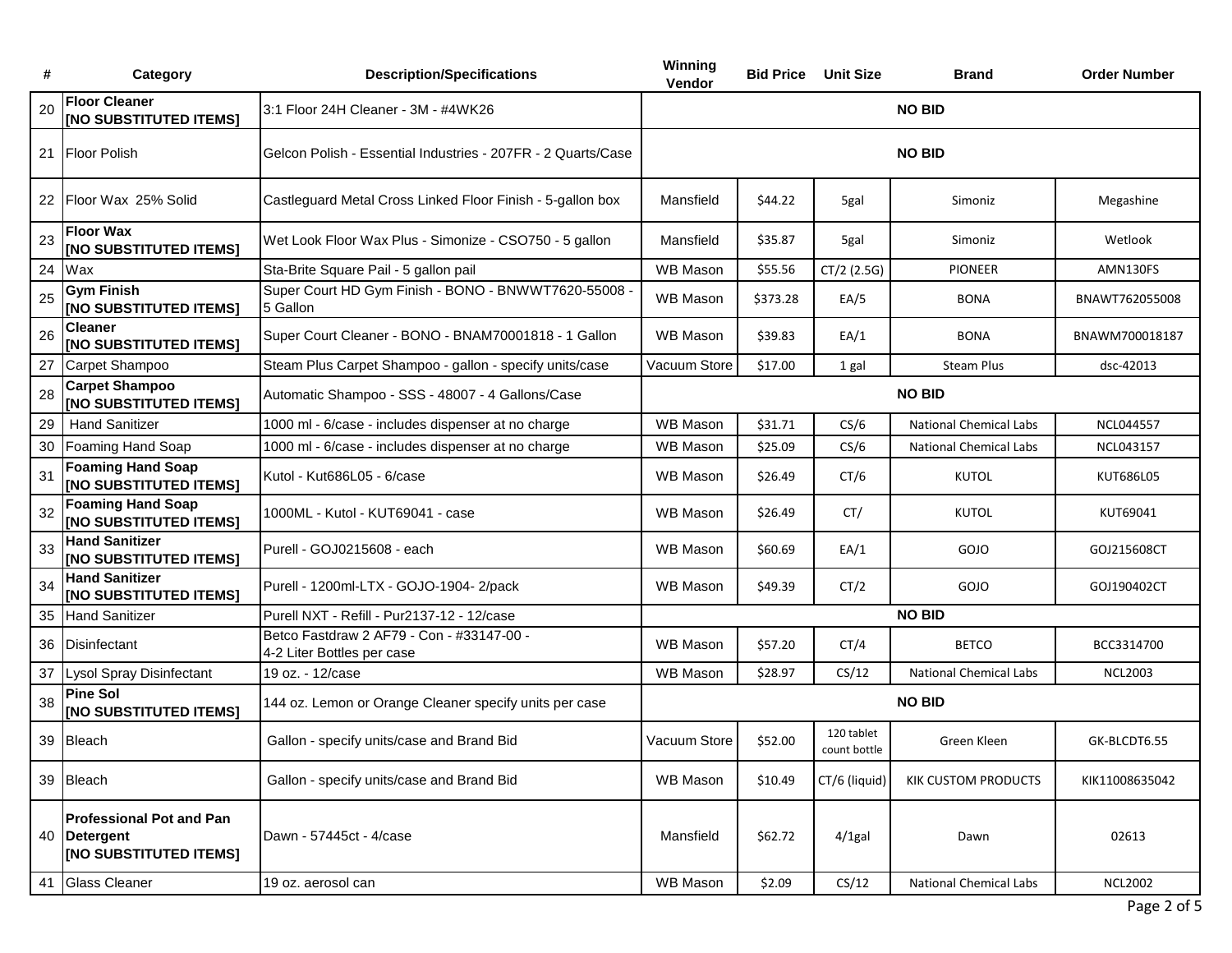| # | Category | Description/Specifications | Winning Vendor | Bid Price | Unit Size | Brand | Order Number |
|---|---|---|---|---|---|---|---|
| 20 | **Floor Cleaner [NO SUBSTITUTED ITEMS]** | 3:1 Floor 24H Cleaner - 3M - #4WK26 | **NO BID** | | | | |
| 21 | Floor Polish | Gelcon Polish - Essential Industries - 207FR - 2 Quarts/Case | **NO BID** | | | | |
| 22 | Floor Wax 25% Solid | Castleguard Metal Cross Linked Floor Finish - 5-gallon box | Mansfield | $44.22 | 5gal | Simoniz | Megashine |
| 23 | **Floor Wax [NO SUBSTITUTED ITEMS]** | Wet Look Floor Wax Plus - Simonize - CSO750 - 5 gallon | Mansfield | $35.87 | 5gal | Simoniz | Wetlook |
| 24 | Wax | Sta-Brite Square Pail - 5 gallon pail | WB Mason | $55.56 | CT/2 (2.5G) | PIONEER | AMN130FS |
| 25 | **Gym Finish [NO SUBSTITUTED ITEMS]** | Super Court HD Gym Finish - BONO - BNWWT7620-55008 - 5 Gallon | WB Mason | $373.28 | EA/5 | BONA | BNAWT762055008 |
| 26 | **Cleaner [NO SUBSTITUTED ITEMS]** | Super Court Cleaner - BONO - BNAM70001818 - 1 Gallon | WB Mason | $39.83 | EA/1 | BONA | BNAWM700018187 |
| 27 | Carpet Shampoo | Steam Plus Carpet Shampoo - gallon - specify units/case | Vacuum Store | $17.00 | 1 gal | Steam Plus | dsc-42013 |
| 28 | **Carpet Shampoo [NO SUBSTITUTED ITEMS]** | Automatic Shampoo - SSS - 48007 - 4 Gallons/Case | **NO BID** | | | | |
| 29 | Hand Sanitizer | 1000 ml - 6/case - includes dispenser at no charge | WB Mason | $31.71 | CS/6 | National Chemical Labs | NCL044557 |
| 30 | Foaming Hand Soap | 1000 ml - 6/case - includes dispenser at no charge | WB Mason | $25.09 | CS/6 | National Chemical Labs | NCL043157 |
| 31 | **Foaming Hand Soap [NO SUBSTITUTED ITEMS]** | Kutol - Kut686L05 - 6/case | WB Mason | $26.49 | CT/6 | KUTOL | KUT686L05 |
| 32 | **Foaming Hand Soap [NO SUBSTITUTED ITEMS]** | 1000ML - Kutol - KUT69041 - case | WB Mason | $26.49 | CT/ | KUTOL | KUT69041 |
| 33 | **Hand Sanitizer [NO SUBSTITUTED ITEMS]** | Purell - GOJ0215608 - each | WB Mason | $60.69 | EA/1 | GOJO | GOJ215608CT |
| 34 | **Hand Sanitizer [NO SUBSTITUTED ITEMS]** | Purell - 1200ml-LTX - GOJO-1904- 2/pack | WB Mason | $49.39 | CT/2 | GOJO | GOJ190402CT |
| 35 | Hand Sanitizer | Purell NXT - Refill - Pur2137-12 - 12/case | **NO BID** | | | | |
| 36 | Disinfectant | Betco Fastdraw 2 AF79 - Con - #33147-00 - 4-2 Liter Bottles per case | WB Mason | $57.20 | CT/4 | BETCO | BCC3314700 |
| 37 | Lysol Spray Disinfectant | 19 oz. - 12/case | WB Mason | $28.97 | CS/12 | National Chemical Labs | NCL2003 |
| 38 | **Pine Sol [NO SUBSTITUTED ITEMS]** | 144 oz. Lemon or Orange Cleaner specify units per case | **NO BID** | | | | |
| 39 | Bleach | Gallon - specify units/case and Brand Bid | Vacuum Store | $52.00 | 120 tablet count bottle | Green Kleen | GK-BLCDT6.55 |
| 39 | Bleach | Gallon - specify units/case and Brand Bid | WB Mason | $10.49 | CT/6 (liquid) | KIK CUSTOM PRODUCTS | KIK11008635042 |
| 40 | **Professional Pot and Pan Detergent [NO SUBSTITUTED ITEMS]** | Dawn - 57445ct - 4/case | Mansfield | $62.72 | 4/1gal | Dawn | 02613 |
| 41 | Glass Cleaner | 19 oz. aerosol can | WB Mason | $2.09 | CS/12 | National Chemical Labs | NCL2002 |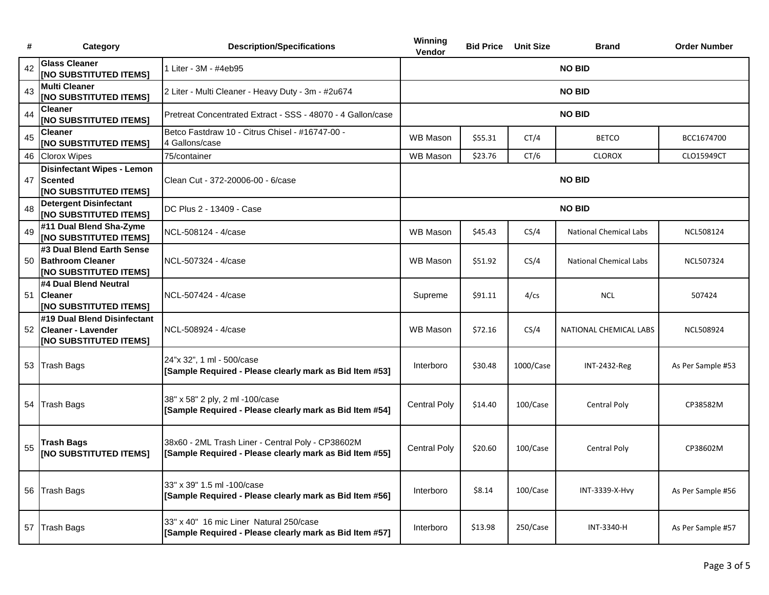| # | Category | Description/Specifications | Winning Vendor | Bid Price | Unit Size | Brand | Order Number |
|---|---|---|---|---|---|---|---|
| 42 | **Glass Cleaner [NO SUBSTITUTED ITEMS]** | 1 Liter - 3M - #4eb95 | **NO BID** | | | | |
| 43 | **Multi Cleaner [NO SUBSTITUTED ITEMS]** | 2 Liter - Multi Cleaner - Heavy Duty - 3m - #2u674 | **NO BID** | | | | |
| 44 | **Cleaner [NO SUBSTITUTED ITEMS]** | Pretreat Concentrated Extract - SSS - 48070 - 4 Gallon/case | **NO BID** | | | | |
| 45 | **Cleaner [NO SUBSTITUTED ITEMS]** | Betco Fastdraw 10 - Citrus Chisel - #16747-00 - 4 Gallons/case | WB Mason | $55.31 | CT/4 | BETCO | BCC1674700 |
| 46 | Clorox Wipes | 75/container | WB Mason | $23.76 | CT/6 | CLOROX | CLO15949CT |
| 47 | **Disinfectant Wipes - Lemon Scented [NO SUBSTITUTED ITEMS]** | Clean Cut - 372-20006-00 - 6/case | **NO BID** | | | | |
| 48 | **Detergent Disinfectant [NO SUBSTITUTED ITEMS]** | DC Plus 2 - 13409 - Case | **NO BID** | | | | |
| 49 | **#11 Dual Blend Sha-Zyme [NO SUBSTITUTED ITEMS]** | NCL-508124 - 4/case | WB Mason | $45.43 | CS/4 | National Chemical Labs | NCL508124 |
| 50 | **#3 Dual Blend Earth Sense Bathroom Cleaner [NO SUBSTITUTED ITEMS]** | NCL-507324 - 4/case | WB Mason | $51.92 | CS/4 | National Chemical Labs | NCL507324 |
| 51 | **#4 Dual Blend Neutral Cleaner [NO SUBSTITUTED ITEMS]** | NCL-507424 - 4/case | Supreme | $91.11 | 4/cs | NCL | 507424 |
| 52 | **#19 Dual Blend Disinfectant Cleaner - Lavender [NO SUBSTITUTED ITEMS]** | NCL-508924 - 4/case | WB Mason | $72.16 | CS/4 | NATIONAL CHEMICAL LABS | NCL508924 |
| 53 | Trash Bags | 24"x 32", 1 ml - 500/case **[Sample Required - Please clearly mark as Bid Item #53]** | Interboro | $30.48 | 1000/Case | INT-2432-Reg | As Per Sample #53 |
| 54 | Trash Bags | 38" x 58" 2 ply, 2 ml -100/case **[Sample Required - Please clearly mark as Bid Item #54]** | Central Poly | $14.40 | 100/Case | Central Poly | CP38582M |
| 55 | **Trash Bags [NO SUBSTITUTED ITEMS]** | 38x60 - 2ML Trash Liner - Central Poly - CP38602M **[Sample Required - Please clearly mark as Bid Item #55]** | Central Poly | $20.60 | 100/Case | Central Poly | CP38602M |
| 56 | Trash Bags | 33" x 39" 1.5 ml -100/case **[Sample Required - Please clearly mark as Bid Item #56]** | Interboro | $8.14 | 100/Case | INT-3339-X-Hvy | As Per Sample #56 |
| 57 | Trash Bags | 33" x 40" 16 mic Liner Natural 250/case **[Sample Required - Please clearly mark as Bid Item #57]** | Interboro | $13.98 | 250/Case | INT-3340-H | As Per Sample #57 |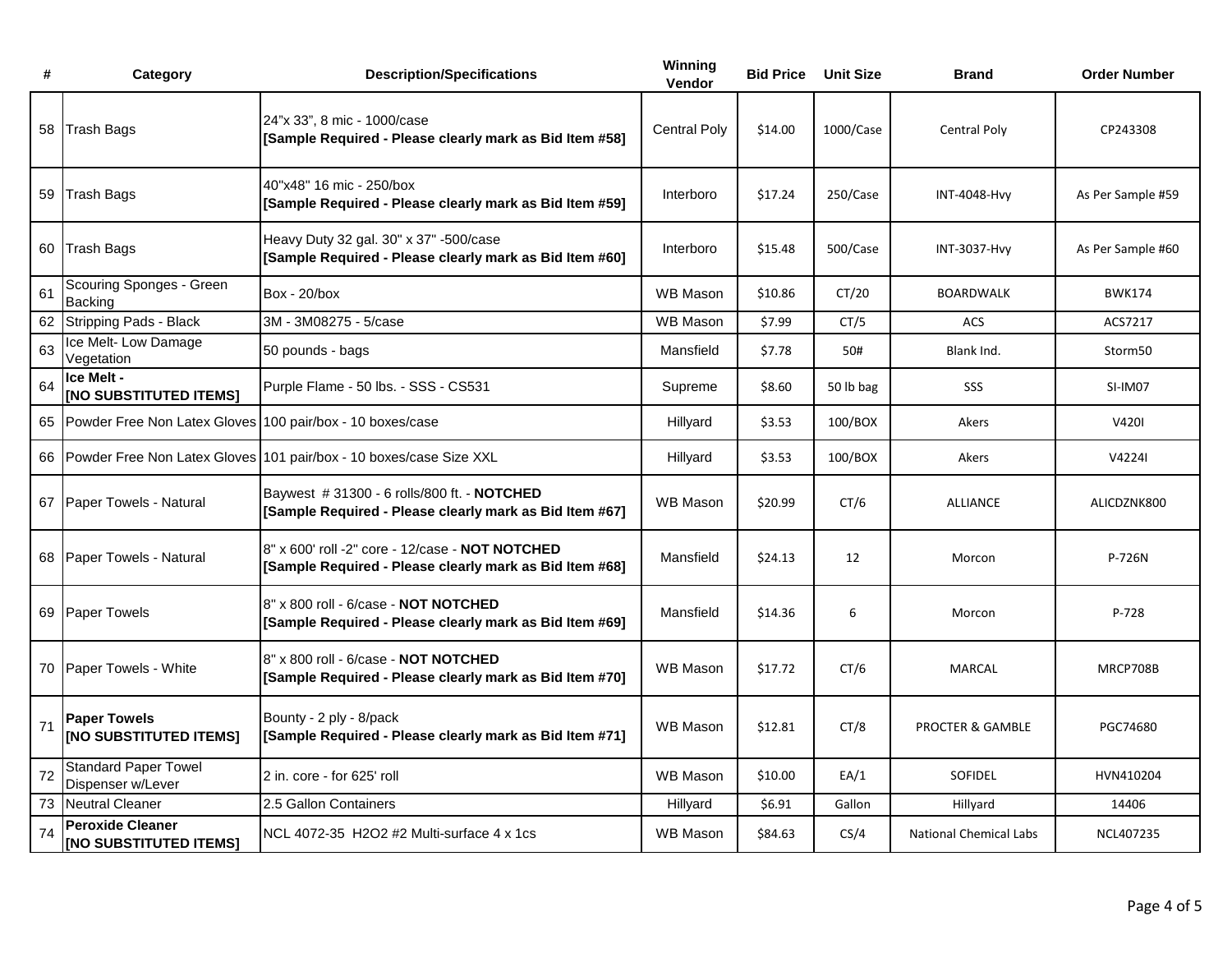| # | Category | Description/Specifications | Winning Vendor | Bid Price | Unit Size | Brand | Order Number |
|---|---|---|---|---|---|---|---|
| 58 | Trash Bags | 24"x 33", 8 mic - 1000/case **[Sample Required - Please clearly mark as Bid Item #58]** | Central Poly | $14.00 | 1000/Case | Central Poly | CP243308 |
| 59 | Trash Bags | 40"x48" 16 mic - 250/box **[Sample Required - Please clearly mark as Bid Item #59]** | Interboro | $17.24 | 250/Case | INT-4048-Hvy | As Per Sample #59 |
| 60 | Trash Bags | Heavy Duty 32 gal. 30" x 37" -500/case **[Sample Required - Please clearly mark as Bid Item #60]** | Interboro | $15.48 | 500/Case | INT-3037-Hvy | As Per Sample #60 |
| 61 | Scouring Sponges - Green Backing | Box - 20/box | WB Mason | $10.86 | CT/20 | BOARDWALK | BWK174 |
| 62 | Stripping Pads - Black | 3M - 3M08275 - 5/case | WB Mason | $7.99 | CT/5 | ACS | ACS7217 |
| 63 | Ice Melt- Low Damage Vegetation | 50 pounds - bags | Mansfield | $7.78 | 50# | Blank Ind. | Storm50 |
| 64 | **Ice Melt - [NO SUBSTITUTED ITEMS]** | Purple Flame - 50 lbs. - SSS - CS531 | Supreme | $8.60 | 50 lb bag | SSS | SI-IM07 |
| 65 | Powder Free Non Latex Gloves | 100 pair/box - 10 boxes/case | Hillyard | $3.53 | 100/BOX | Akers | V420I |
| 66 | Powder Free Non Latex Gloves | 101 pair/box - 10 boxes/case Size XXL | Hillyard | $3.53 | 100/BOX | Akers | V4224I |
| 67 | Paper Towels - Natural | Baywest # 31300 - 6 rolls/800 ft. - **NOTCHED [Sample Required - Please clearly mark as Bid Item #67]** | WB Mason | $20.99 | CT/6 | ALLIANCE | ALICDZNK800 |
| 68 | Paper Towels - Natural | 8" x 600' roll -2" core - 12/case - **NOT NOTCHED [Sample Required - Please clearly mark as Bid Item #68]** | Mansfield | $24.13 | 12 | Morcon | P-726N |
| 69 | Paper Towels | 8" x 800 roll - 6/case - **NOT NOTCHED [Sample Required - Please clearly mark as Bid Item #69]** | Mansfield | $14.36 | 6 | Morcon | P-728 |
| 70 | Paper Towels - White | 8" x 800 roll - 6/case - **NOT NOTCHED [Sample Required - Please clearly mark as Bid Item #70]** | WB Mason | $17.72 | CT/6 | MARCAL | MRCP708B |
| 71 | **Paper Towels [NO SUBSTITUTED ITEMS]** | Bounty - 2 ply - 8/pack **[Sample Required - Please clearly mark as Bid Item #71]** | WB Mason | $12.81 | CT/8 | PROCTER & GAMBLE | PGC74680 |
| 72 | Standard Paper Towel Dispenser w/Lever | 2 in. core - for 625' roll | WB Mason | $10.00 | EA/1 | SOFIDEL | HVN410204 |
| 73 | Neutral Cleaner | 2.5 Gallon Containers | Hillyard | $6.91 | Gallon | Hillyard | 14406 |
| 74 | **Peroxide Cleaner [NO SUBSTITUTED ITEMS]** | NCL 4072-35 H2O2 #2 Multi-surface 4 x 1cs | WB Mason | $84.63 | CS/4 | National Chemical Labs | NCL407235 |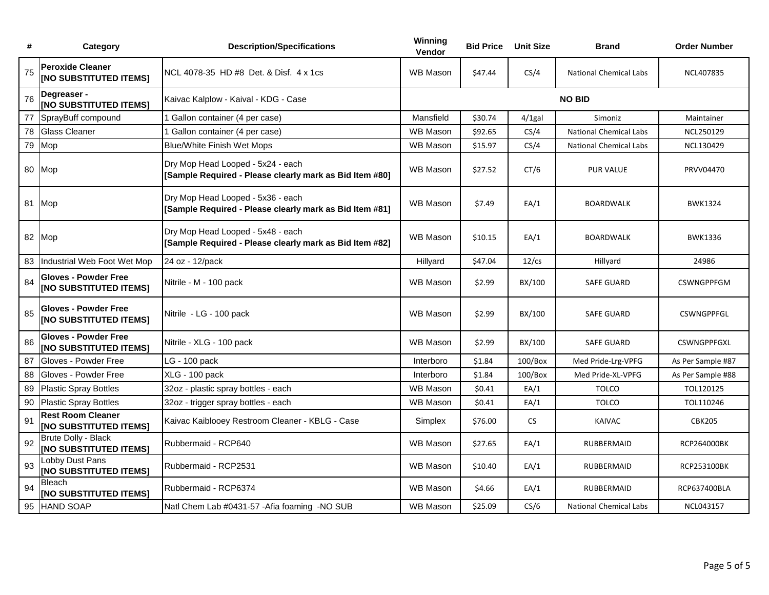| # | Category | Description/Specifications | Winning Vendor | Bid Price | Unit Size | Brand | Order Number |
|---|---|---|---|---|---|---|---|
| 75 | **Peroxide Cleaner [NO SUBSTITUTED ITEMS]** | NCL 4078-35 HD #8 Det. & Disf. 4 x 1cs | WB Mason | $47.44 | CS/4 | National Chemical Labs | NCL407835 |
| 76 | **Degreaser - [NO SUBSTITUTED ITEMS]** | Kaivac Kalplow - Kaival - KDG - Case | **NO BID** | | | | |
| 77 | SprayBuff compound | 1 Gallon container (4 per case) | Mansfield | $30.74 | 4/1gal | Simoniz | Maintainer |
| 78 | Glass Cleaner | 1 Gallon container (4 per case) | WB Mason | $92.65 | CS/4 | National Chemical Labs | NCL250129 |
| 79 | Mop | Blue/White Finish Wet Mops | WB Mason | $15.97 | CS/4 | National Chemical Labs | NCL130429 |
| 80 | Mop | Dry Mop Head Looped - 5x24 - each **[Sample Required - Please clearly mark as Bid Item #80]** | WB Mason | $27.52 | CT/6 | PUR VALUE | PRVV04470 |
| 81 | Mop | Dry Mop Head Looped - 5x36 - each **[Sample Required - Please clearly mark as Bid Item #81]** | WB Mason | $7.49 | EA/1 | BOARDWALK | BWK1324 |
| 82 | Mop | Dry Mop Head Looped - 5x48 - each **[Sample Required - Please clearly mark as Bid Item #82]** | WB Mason | $10.15 | EA/1 | BOARDWALK | BWK1336 |
| 83 | Industrial Web Foot Wet Mop | 24 oz - 12/pack | Hillyard | $47.04 | 12/cs | Hillyard | 24986 |
| 84 | **Gloves - Powder Free [NO SUBSTITUTED ITEMS]** | Nitrile - M - 100 pack | WB Mason | $2.99 | BX/100 | SAFE GUARD | CSWNGPPFGM |
| 85 | **Gloves - Powder Free [NO SUBSTITUTED ITEMS]** | Nitrile - LG - 100 pack | WB Mason | $2.99 | BX/100 | SAFE GUARD | CSWNGPPFGL |
| 86 | **Gloves - Powder Free [NO SUBSTITUTED ITEMS]** | Nitrile - XLG - 100 pack | WB Mason | $2.99 | BX/100 | SAFE GUARD | CSWNGPPFGXL |
| 87 | Gloves - Powder Free | LG - 100 pack | Interboro | $1.84 | 100/Box | Med Pride-Lrg-VPFG | As Per Sample #87 |
| 88 | Gloves - Powder Free | XLG - 100 pack | Interboro | $1.84 | 100/Box | Med Pride-XL-VPFG | As Per Sample #88 |
| 89 | Plastic Spray Bottles | 32oz - plastic spray bottles - each | WB Mason | $0.41 | EA/1 | TOLCO | TOL120125 |
| 90 | Plastic Spray Bottles | 32oz - trigger spray bottles - each | WB Mason | $0.41 | EA/1 | TOLCO | TOL110246 |
| 91 | **Rest Room Cleaner [NO SUBSTITUTED ITEMS]** | Kaivac Kaiblooey Restroom Cleaner - KBLG - Case | Simplex | $76.00 | CS | KAIVAC | CBK205 |
| 92 | Brute Dolly - Black **[NO SUBSTITUTED ITEMS]** | Rubbermaid - RCP640 | WB Mason | $27.65 | EA/1 | RUBBERMAID | RCP264000BK |
| 93 | Lobby Dust Pans **[NO SUBSTITUTED ITEMS]** | Rubbermaid - RCP2531 | WB Mason | $10.40 | EA/1 | RUBBERMAID | RCP253100BK |
| 94 | Bleach **[NO SUBSTITUTED ITEMS]** | Rubbermaid - RCP6374 | WB Mason | $4.66 | EA/1 | RUBBERMAID | RCP637400BLA |
| 95 | HAND SOAP | Natl Chem Lab #0431-57 -Afia foaming -NO SUB | WB Mason | $25.09 | CS/6 | National Chemical Labs | NCL043157 |